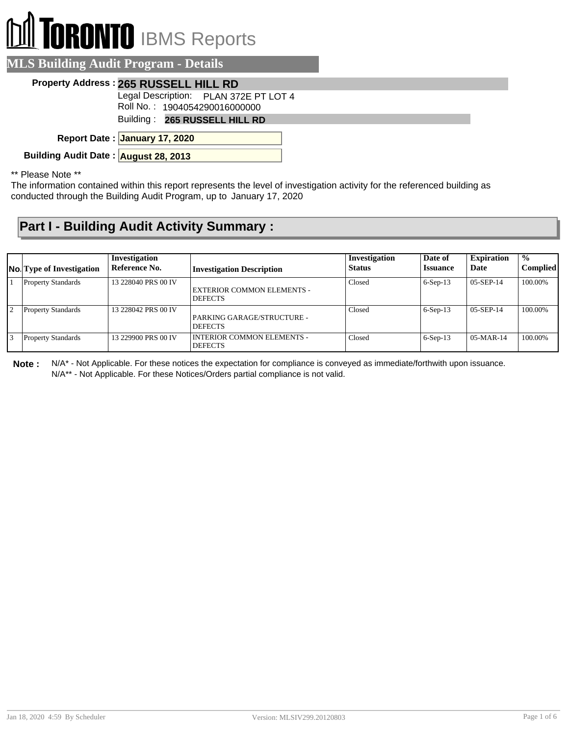# TORONTO IBMS Reports

## MLS Building Audit Program - Details

**Property Address :** **265 RUSSELL HILL RD**

Legal Description: PLAN 372E PT LOT 4

Roll No. : 1904054290016000000

Building : **265 RUSSELL HILL RD**

**Report Date :** **January 17, 2020**

**Building Audit Date :** **August 28, 2013**

** Please Note **

The information contained within this report represents the level of investigation activity for the referenced building as conducted through the Building Audit Program, up to January 17, 2020

## Part I - Building Audit Activity Summary :

| No. | Type of Investigation | Investigation Reference No. | Investigation Description | Investigation Status | Date of Issuance | Expiration Date | % Complied |
|---|---|---|---|---|---|---|---|
| 1 | Property Standards | 13 228040 PRS 00 IV | EXTERIOR COMMON ELEMENTS - DEFECTS | Closed | 6-Sep-13 | 05-SEP-14 | 100.00% |
| 2 | Property Standards | 13 228042 PRS 00 IV | PARKING GARAGE/STRUCTURE - DEFECTS | Closed | 6-Sep-13 | 05-SEP-14 | 100.00% |
| 3 | Property Standards | 13 229900 PRS 00 IV | INTERIOR COMMON ELEMENTS - DEFECTS | Closed | 6-Sep-13 | 05-MAR-14 | 100.00% |

**Note :** N/A* - Not Applicable. For these notices the expectation for compliance is conveyed as immediate/forthwith upon issuance.
N/A** - Not Applicable. For these Notices/Orders partial compliance is not valid.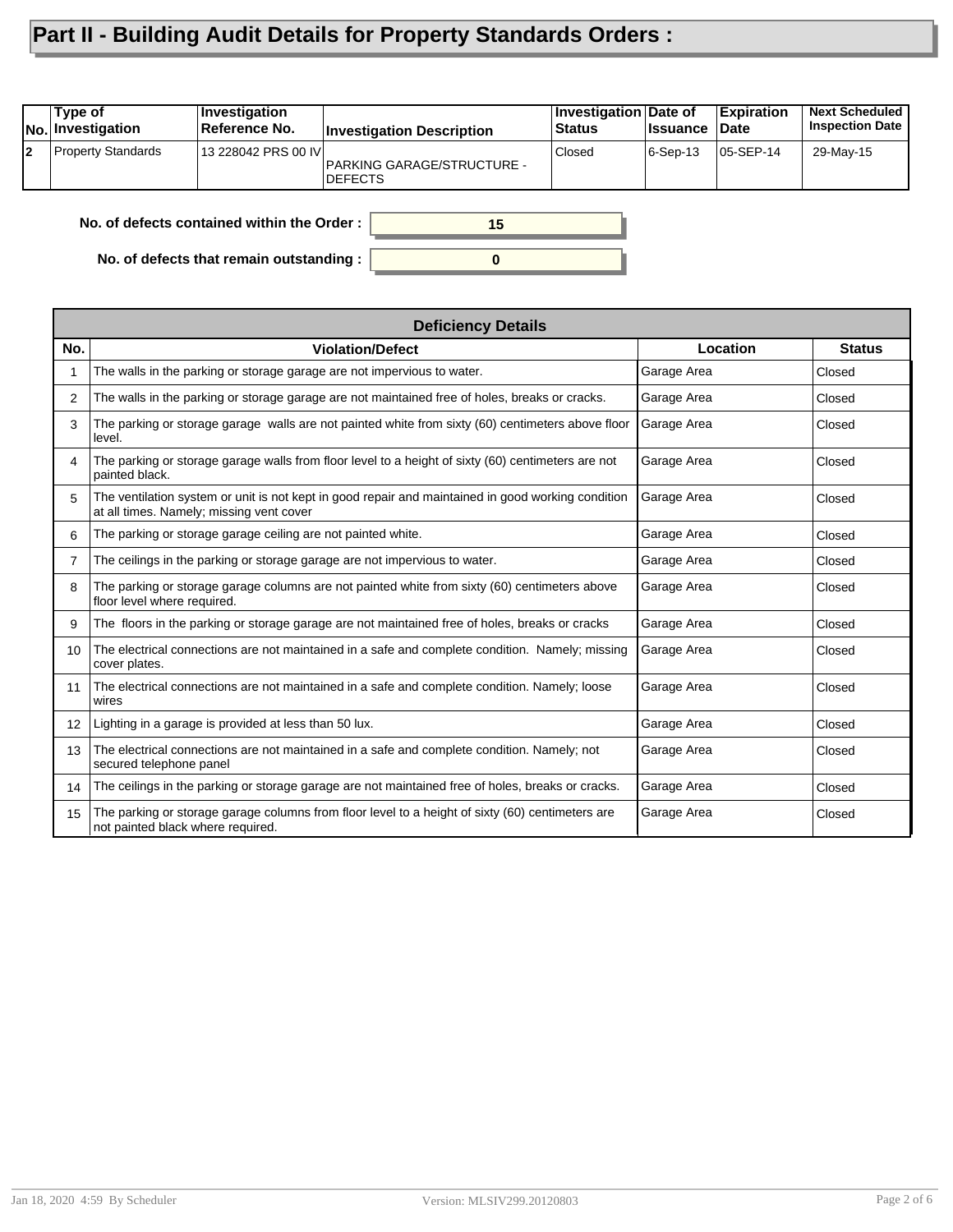# Part II - Building Audit Details for Property Standards Orders :

| No. | Type of Investigation | Investigation Reference No. | Investigation Description | Investigation Status | Date of Issuance | Expiration Date | Next Scheduled Inspection Date |
|---|---|---|---|---|---|---|---|
| 2 | Property Standards | 13 228042 PRS 00 IV | PARKING GARAGE/STRUCTURE - DEFECTS | Closed | 6-Sep-13 | 05-SEP-14 | 29-May-15 |

**No. of defects contained within the Order :** 15

**No. of defects that remain outstanding :** 0

| Deficiency Details | | | |
|---|---|---|---|
| **No.** | **Violation/Defect** | **Location** | **Status** |
| 1 | The walls in the parking or storage garage are not impervious to water. | Garage Area | Closed |
| 2 | The walls in the parking or storage garage are not maintained free of holes, breaks or cracks. | Garage Area | Closed |
| 3 | The parking or storage garage walls are not painted white from sixty (60) centimeters above floor level. | Garage Area | Closed |
| 4 | The parking or storage garage walls from floor level to a height of sixty (60) centimeters are not painted black. | Garage Area | Closed |
| 5 | The ventilation system or unit is not kept in good repair and maintained in good working condition at all times. Namely; missing vent cover | Garage Area | Closed |
| 6 | The parking or storage garage ceiling are not painted white. | Garage Area | Closed |
| 7 | The ceilings in the parking or storage garage are not impervious to water. | Garage Area | Closed |
| 8 | The parking or storage garage columns are not painted white from sixty (60) centimeters above floor level where required. | Garage Area | Closed |
| 9 | The floors in the parking or storage garage are not maintained free of holes, breaks or cracks | Garage Area | Closed |
| 10 | The electrical connections are not maintained in a safe and complete condition. Namely; missing cover plates. | Garage Area | Closed |
| 11 | The electrical connections are not maintained in a safe and complete condition. Namely; loose wires | Garage Area | Closed |
| 12 | Lighting in a garage is provided at less than 50 lux. | Garage Area | Closed |
| 13 | The electrical connections are not maintained in a safe and complete condition. Namely; not secured telephone panel | Garage Area | Closed |
| 14 | The ceilings in the parking or storage garage are not maintained free of holes, breaks or cracks. | Garage Area | Closed |
| 15 | The parking or storage garage columns from floor level to a height of sixty (60) centimeters are not painted black where required. | Garage Area | Closed |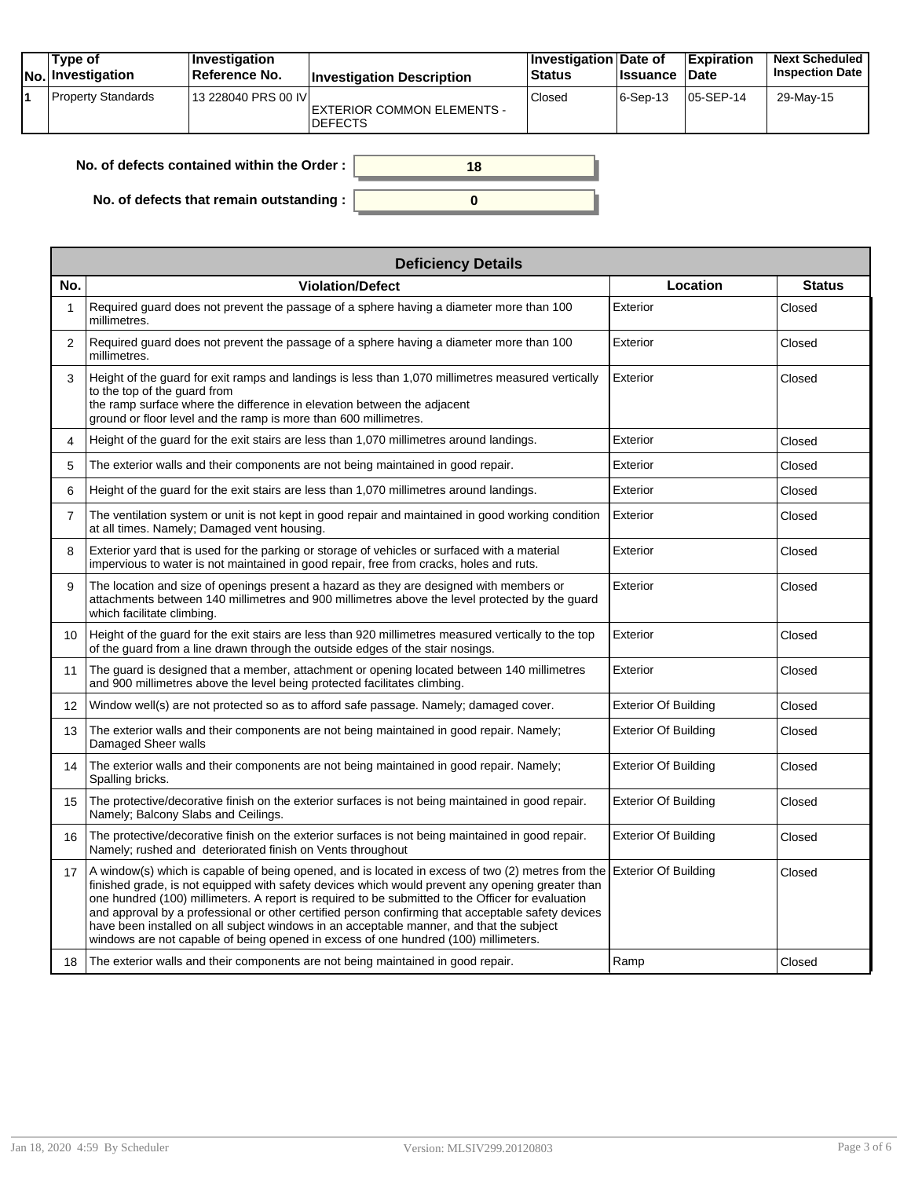| No. | Type of Investigation | Investigation Reference No. | Investigation Description | Investigation Status | Date of Issuance | Expiration Date | Next Scheduled Inspection Date |
|---|---|---|---|---|---|---|---|
| 1 | Property Standards | 13 228040 PRS 00 IV | EXTERIOR COMMON ELEMENTS - DEFECTS | Closed | 6-Sep-13 | 05-SEP-14 | 29-May-15 |

**No. of defects contained within the Order :** 18

**No. of defects that remain outstanding :** 0

**Deficiency Details**

| No. | Violation/Defect | Location | Status |
|---|---|---|---|
| 1 | Required guard does not prevent the passage of a sphere having a diameter more than 100 millimetres. | Exterior | Closed |
| 2 | Required guard does not prevent the passage of a sphere having a diameter more than 100 millimetres. | Exterior | Closed |
| 3 | Height of the guard for exit ramps and landings is less than 1,070 millimetres measured vertically to the top of the guard from the ramp surface where the difference in elevation between the adjacent ground or floor level and the ramp is more than 600 millimetres. | Exterior | Closed |
| 4 | Height of the guard for the exit stairs are less than 1,070 millimetres around landings. | Exterior | Closed |
| 5 | The exterior walls and their components are not being maintained in good repair. | Exterior | Closed |
| 6 | Height of the guard for the exit stairs are less than 1,070 millimetres around landings. | Exterior | Closed |
| 7 | The ventilation system or unit is not kept in good repair and maintained in good working condition at all times. Namely; Damaged vent housing. | Exterior | Closed |
| 8 | Exterior yard that is used for the parking or storage of vehicles or surfaced with a material impervious to water is not maintained in good repair, free from cracks, holes and ruts. | Exterior | Closed |
| 9 | The location and size of openings present a hazard as they are designed with members or attachments between 140 millimetres and 900 millimetres above the level protected by the guard which facilitate climbing. | Exterior | Closed |
| 10 | Height of the guard for the exit stairs are less than 920 millimetres measured vertically to the top of the guard from a line drawn through the outside edges of the stair nosings. | Exterior | Closed |
| 11 | The guard is designed that a member, attachment or opening located between 140 millimetres and 900 millimetres above the level being protected facilitates climbing. | Exterior | Closed |
| 12 | Window well(s) are not protected so as to afford safe passage. Namely; damaged cover. | Exterior Of Building | Closed |
| 13 | The exterior walls and their components are not being maintained in good repair. Namely; Damaged Sheer walls | Exterior Of Building | Closed |
| 14 | The exterior walls and their components are not being maintained in good repair. Namely; Spalling bricks. | Exterior Of Building | Closed |
| 15 | The protective/decorative finish on the exterior surfaces is not being maintained in good repair. Namely; Balcony Slabs and Ceilings. | Exterior Of Building | Closed |
| 16 | The protective/decorative finish on the exterior surfaces is not being maintained in good repair. Namely; rushed and deteriorated finish on Vents throughout | Exterior Of Building | Closed |
| 17 | A window(s) which is capable of being opened, and is located in excess of two (2) metres from the finished grade, is not equipped with safety devices which would prevent any opening greater than one hundred (100) millimeters. A report is required to be submitted to the Officer for evaluation and approval by a professional or other certified person confirming that acceptable safety devices have been installed on all subject windows in an acceptable manner, and that the subject windows are not capable of being opened in excess of one hundred (100) millimeters. | Exterior Of Building | Closed |
| 18 | The exterior walls and their components are not being maintained in good repair. | Ramp | Closed |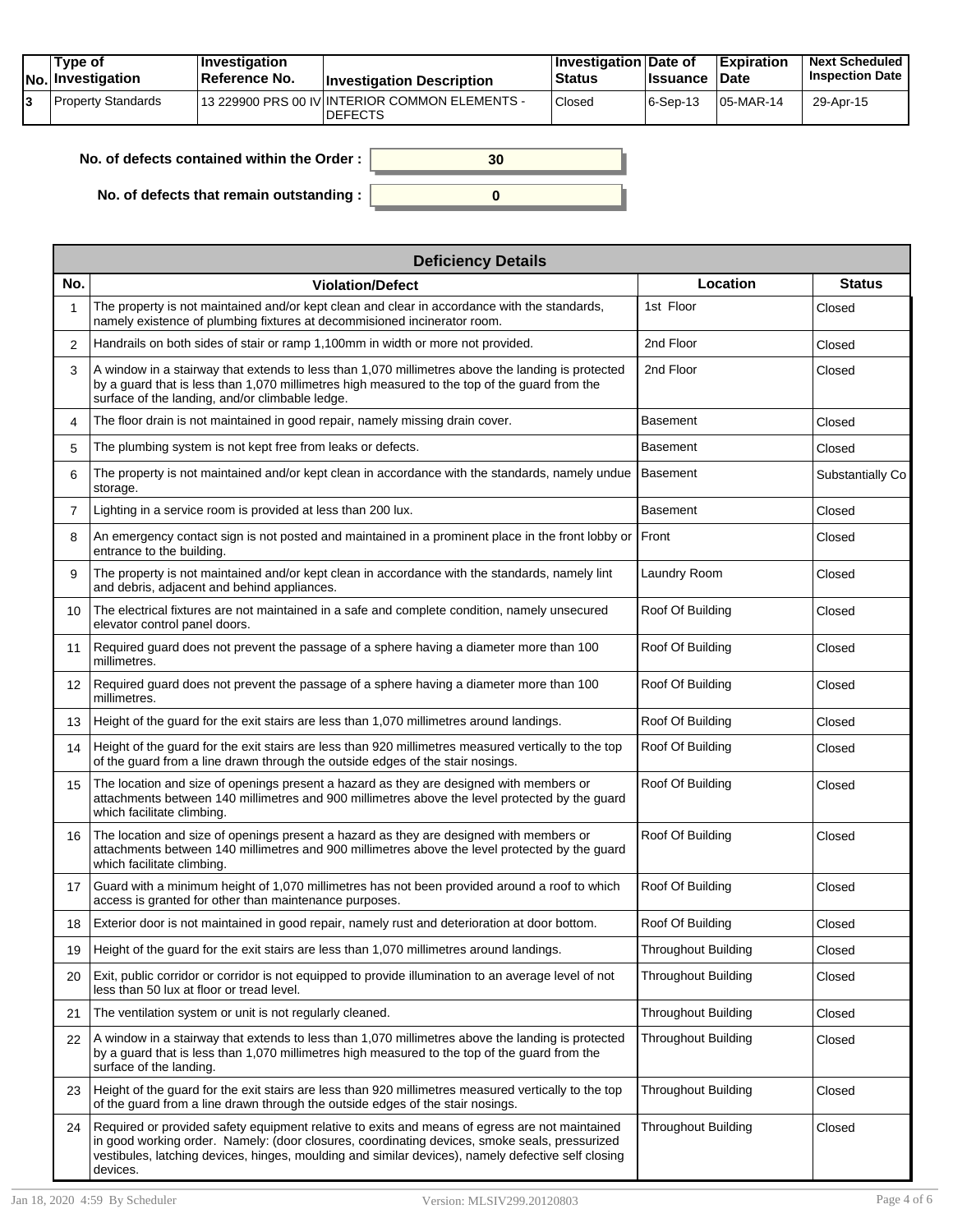| No. | Type of Investigation | Investigation Reference No. | Investigation Description | Investigation Status | Date of Issuance | Expiration Date | Next Scheduled Inspection Date |
|---|---|---|---|---|---|---|---|
| 3 | Property Standards | 13 229900 PRS 00 IV | INTERIOR COMMON ELEMENTS - DEFECTS | Closed | 6-Sep-13 | 05-MAR-14 | 29-Apr-15 |

**No. of defects contained within the Order :** 30

**No. of defects that remain outstanding :** 0

| Deficiency Details | | | |
|---|---|---|---|
| **No.** | **Violation/Defect** | **Location** | **Status** |
| 1 | The property is not maintained and/or kept clean and clear in accordance with the standards, namely existence of plumbing fixtures at decommisioned incinerator room. | 1st Floor | Closed |
| 2 | Handrails on both sides of stair or ramp 1,100mm in width or more not provided. | 2nd Floor | Closed |
| 3 | A window in a stairway that extends to less than 1,070 millimetres above the landing is protected by a guard that is less than 1,070 millimetres high measured to the top of the guard from the surface of the landing, and/or climbable ledge. | 2nd Floor | Closed |
| 4 | The floor drain is not maintained in good repair, namely missing drain cover. | Basement | Closed |
| 5 | The plumbing system is not kept free from leaks or defects. | Basement | Closed |
| 6 | The property is not maintained and/or kept clean in accordance with the standards, namely undue storage. | Basement | Substantially Co |
| 7 | Lighting in a service room is provided at less than 200 lux. | Basement | Closed |
| 8 | An emergency contact sign is not posted and maintained in a prominent place in the front lobby or entrance to the building. | Front | Closed |
| 9 | The property is not maintained and/or kept clean in accordance with the standards, namely lint and debris, adjacent and behind appliances. | Laundry Room | Closed |
| 10 | The electrical fixtures are not maintained in a safe and complete condition, namely unsecured elevator control panel doors. | Roof Of Building | Closed |
| 11 | Required guard does not prevent the passage of a sphere having a diameter more than 100 millimetres. | Roof Of Building | Closed |
| 12 | Required guard does not prevent the passage of a sphere having a diameter more than 100 millimetres. | Roof Of Building | Closed |
| 13 | Height of the guard for the exit stairs are less than 1,070 millimetres around landings. | Roof Of Building | Closed |
| 14 | Height of the guard for the exit stairs are less than 920 millimetres measured vertically to the top of the guard from a line drawn through the outside edges of the stair nosings. | Roof Of Building | Closed |
| 15 | The location and size of openings present a hazard as they are designed with members or attachments between 140 millimetres and 900 millimetres above the level protected by the guard which facilitate climbing. | Roof Of Building | Closed |
| 16 | The location and size of openings present a hazard as they are designed with members or attachments between 140 millimetres and 900 millimetres above the level protected by the guard which facilitate climbing. | Roof Of Building | Closed |
| 17 | Guard with a minimum height of 1,070 millimetres has not been provided around a roof to which access is granted for other than maintenance purposes. | Roof Of Building | Closed |
| 18 | Exterior door is not maintained in good repair, namely rust and deterioration at door bottom. | Roof Of Building | Closed |
| 19 | Height of the guard for the exit stairs are less than 1,070 millimetres around landings. | Throughout Building | Closed |
| 20 | Exit, public corridor or corridor is not equipped to provide illumination to an average level of not less than 50 lux at floor or tread level. | Throughout Building | Closed |
| 21 | The ventilation system or unit is not regularly cleaned. | Throughout Building | Closed |
| 22 | A window in a stairway that extends to less than 1,070 millimetres above the landing is protected by a guard that is less than 1,070 millimetres high measured to the top of the guard from the surface of the landing. | Throughout Building | Closed |
| 23 | Height of the guard for the exit stairs are less than 920 millimetres measured vertically to the top of the guard from a line drawn through the outside edges of the stair nosings. | Throughout Building | Closed |
| 24 | Required or provided safety equipment relative to exits and means of egress are not maintained in good working order. Namely: (door closures, coordinating devices, smoke seals, pressurized vestibules, latching devices, hinges, moulding and similar devices), namely defective self closing devices. | Throughout Building | Closed |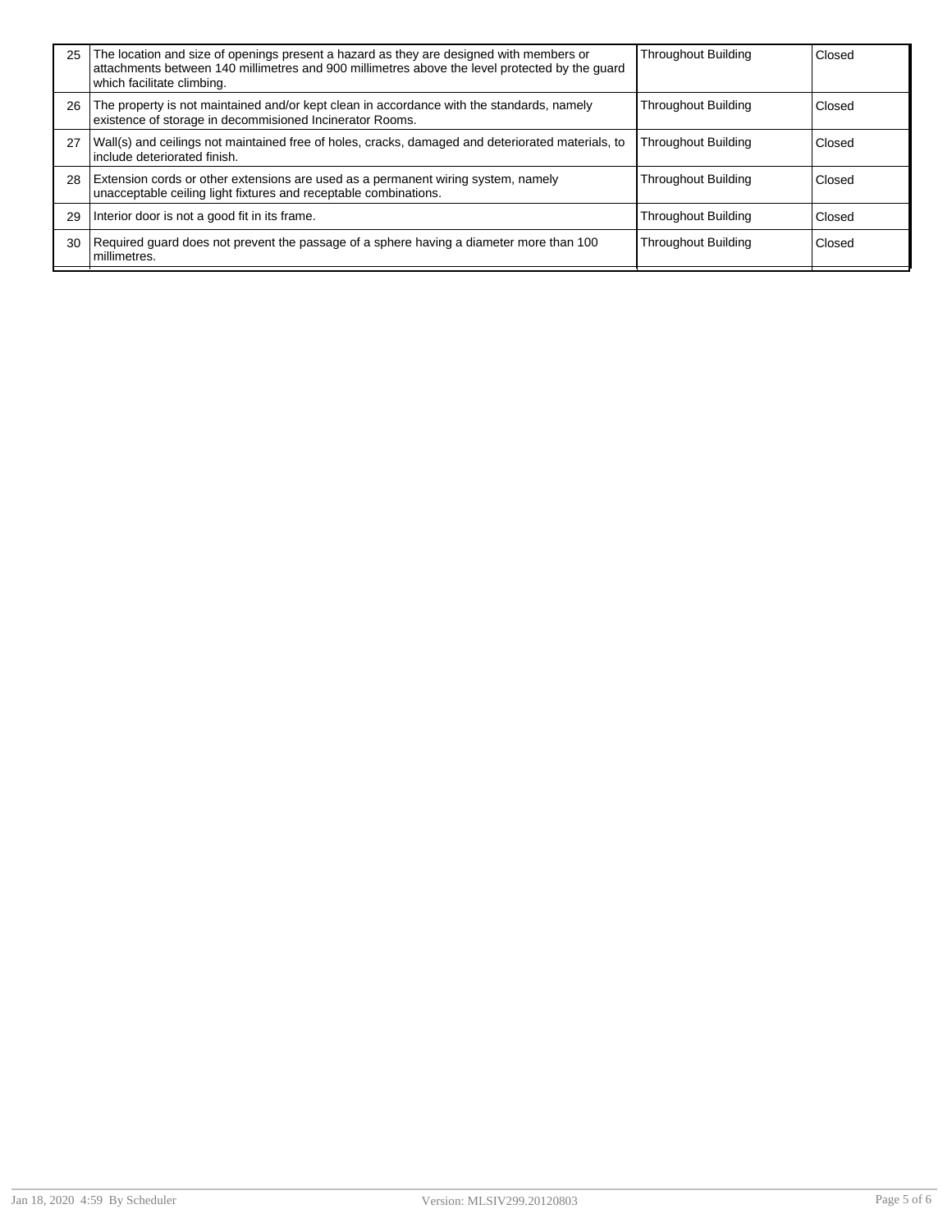| | | | |
|---|---|---|---|
| 25 | The location and size of openings present a hazard as they are designed with members or attachments between 140 millimetres and 900 millimetres above the level protected by the guard which facilitate climbing. | Throughout Building | Closed |
| 26 | The property is not maintained and/or kept clean in accordance with the standards, namely existence of storage in decommisioned Incinerator Rooms. | Throughout Building | Closed |
| 27 | Wall(s) and ceilings not maintained free of holes, cracks, damaged and deteriorated materials, to include deteriorated finish. | Throughout Building | Closed |
| 28 | Extension cords or other extensions are used as a permanent wiring system, namely unacceptable ceiling light fixtures and receptable combinations. | Throughout Building | Closed |
| 29 | Interior door is not a good fit in its frame. | Throughout Building | Closed |
| 30 | Required guard does not prevent the passage of a sphere having a diameter more than 100 millimetres. | Throughout Building | Closed |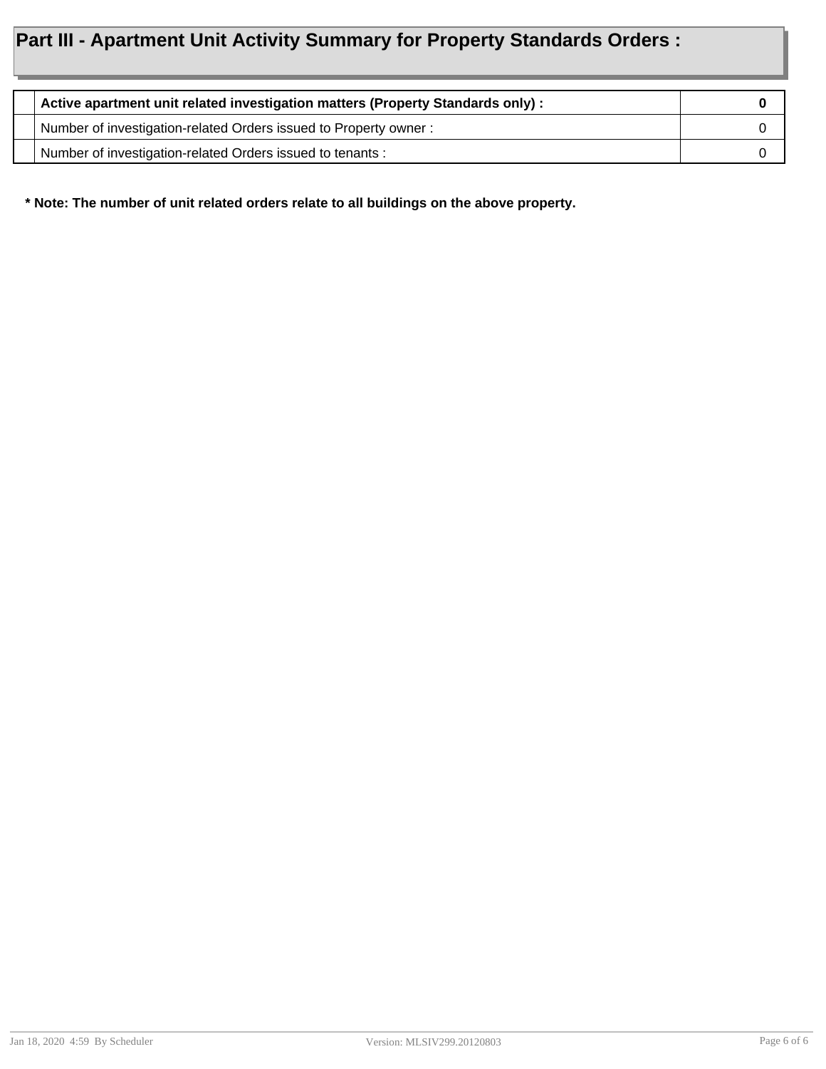# Part III - Apartment Unit Activity Summary for Property Standards Orders :

| | | |
|---|---|---|
| | **Active apartment unit related investigation matters (Property Standards only) :** | **0** |
| | Number of investigation-related Orders issued to Property owner : | 0 |
| | Number of investigation-related Orders issued to tenants : | 0 |

**\* Note: The number of unit related orders relate to all buildings on the above property.**

Jan 18, 2020 4:59 By Scheduler

Version: MLSIV299.20120803